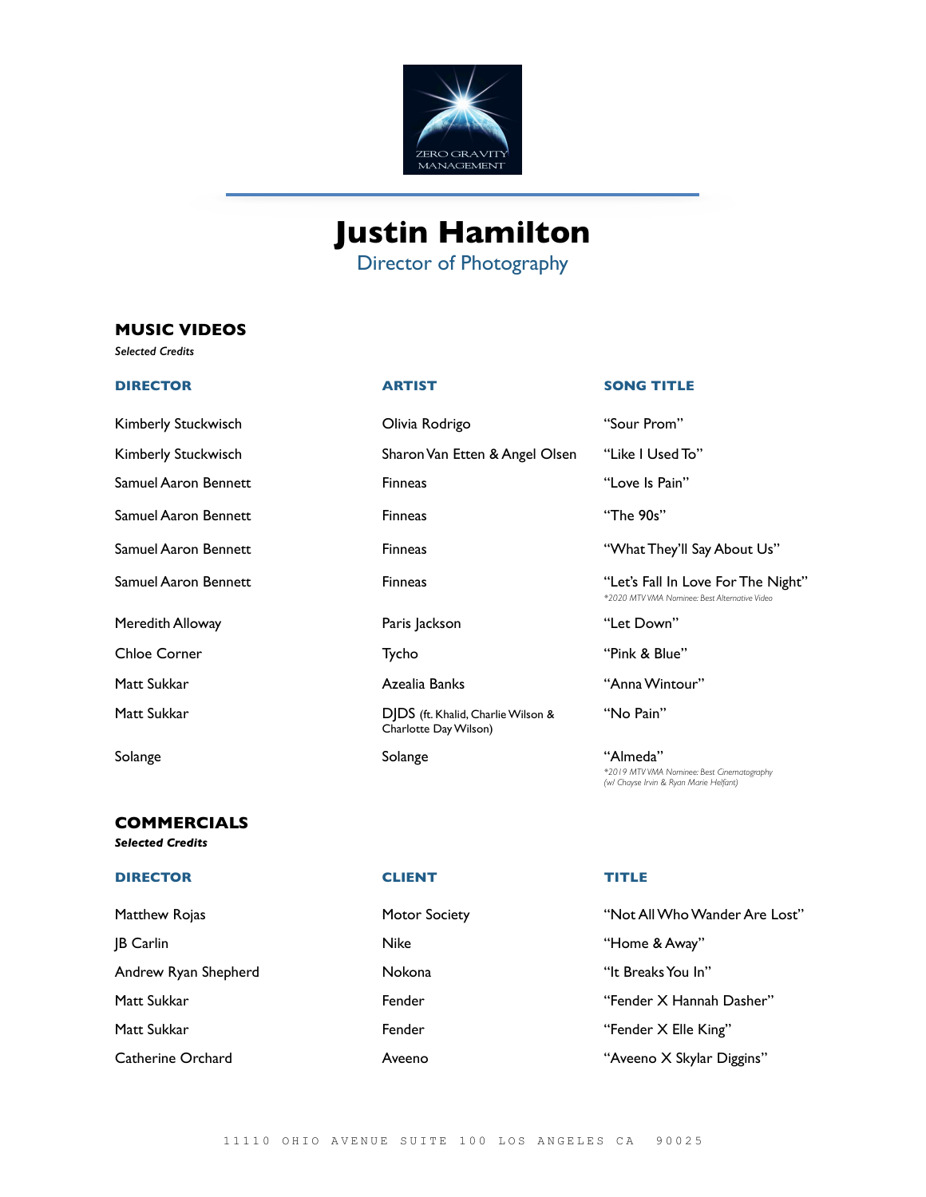ZERO GRAVITY MANAGEMENT

# Justin Hamilton

Director of Photography

## MUSIC VIDEOS

*Selected Credits*

| DIRECTOR | ARTIST | SONG TITLE |
| --- | --- | --- |
| Kimberly Stuckwisch | Olivia Rodrigo | "Sour Prom" |
| Kimberly Stuckwisch | Sharon Van Etten & Angel Olsen | "Like I Used To" |
| Samuel Aaron Bennett | Finneas | "Love Is Pain" |
| Samuel Aaron Bennett | Finneas | "The 90s" |
| Samuel Aaron Bennett | Finneas | "What They'll Say About Us" |
| Samuel Aaron Bennett | Finneas | "Let's Fall In Love For The Night" *\*2020 MTV VMA Nominee: Best Alternative Video* |
| Meredith Alloway | Paris Jackson | "Let Down" |
| Chloe Corner | Tycho | "Pink & Blue" |
| Matt Sukkar | Azealia Banks | "Anna Wintour" |
| Matt Sukkar | DJDS (ft. Khalid, Charlie Wilson & Charlotte Day Wilson) | "No Pain" |
| Solange | Solange | "Almeda" *\*2019 MTV VMA Nominee: Best Cinematography (w/ Chayse Irvin & Ryan Marie Helfant)* |

## COMMERCIALS

*Selected Credits*

| DIRECTOR | CLIENT | TITLE |
| --- | --- | --- |
| Matthew Rojas | Motor Society | "Not All Who Wander Are Lost" |
| JB Carlin | Nike | "Home & Away" |
| Andrew Ryan Shepherd | Nokona | "It Breaks You In" |
| Matt Sukkar | Fender | "Fender X Hannah Dasher" |
| Matt Sukkar | Fender | "Fender X Elle King" |
| Catherine Orchard | Aveeno | "Aveeno X Skylar Diggins" |

11110 OHIO AVENUE SUITE 100 LOS ANGELES CA 90025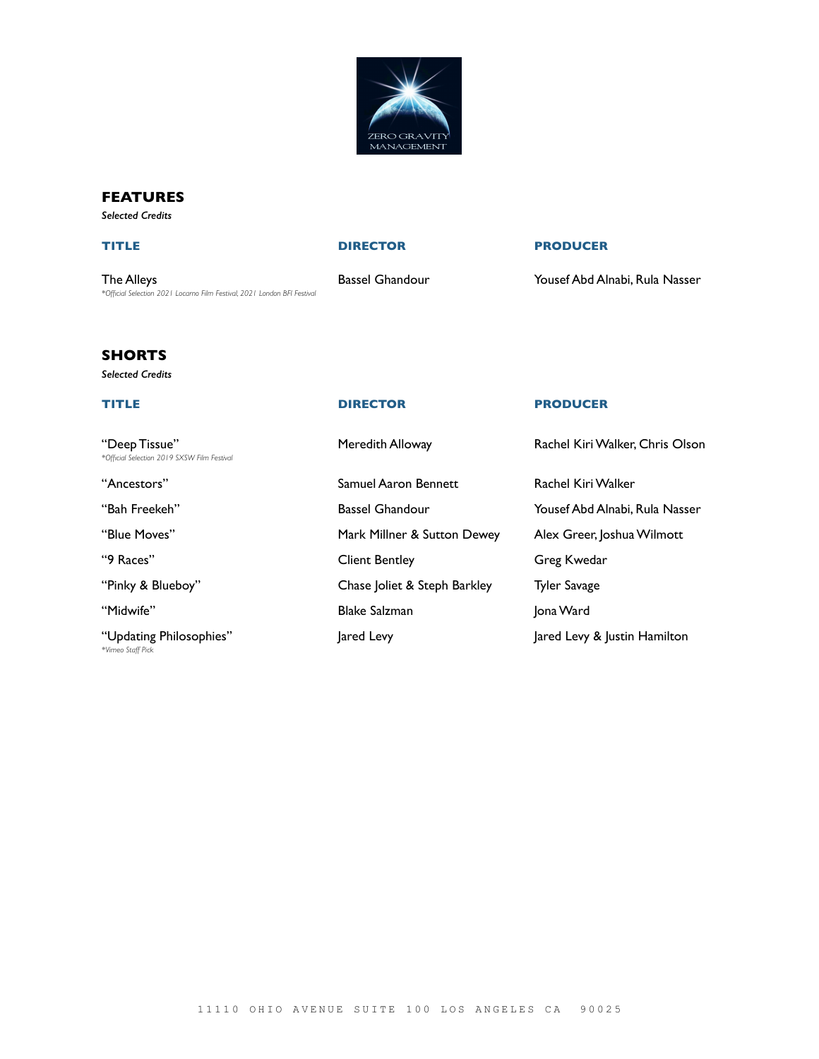## FEATURES

***Selected Credits***

| TITLE | DIRECTOR | PRODUCER |
|---|---|---|
| The Alleys<br>*\*Official Selection 2021 Locarno Film Festival, 2021 London BFI Festival* | Bassel Ghandour | Yousef Abd Alnabi, Rula Nasser |

## SHORTS

***Selected Credits***

| TITLE | DIRECTOR | PRODUCER |
|---|---|---|
| "Deep Tissue"<br>*\*Official Selection 2019 SXSW Film Festival* | Meredith Alloway | Rachel Kiri Walker, Chris Olson |
| "Ancestors" | Samuel Aaron Bennett | Rachel Kiri Walker |
| "Bah Freekeh" | Bassel Ghandour | Yousef Abd Alnabi, Rula Nasser |
| "Blue Moves" | Mark Millner & Sutton Dewey | Alex Greer, Joshua Wilmott |
| "9 Races" | Client Bentley | Greg Kwedar |
| "Pinky & Blueboy" | Chase Joliet & Steph Barkley | Tyler Savage |
| "Midwife" | Blake Salzman | Jona Ward |
| "Updating Philosophies"<br>*\*Vimeo Staff Pick* | Jared Levy | Jared Levy & Justin Hamilton |

11110 OHIO AVENUE SUITE 100 LOS ANGELES CA 90025